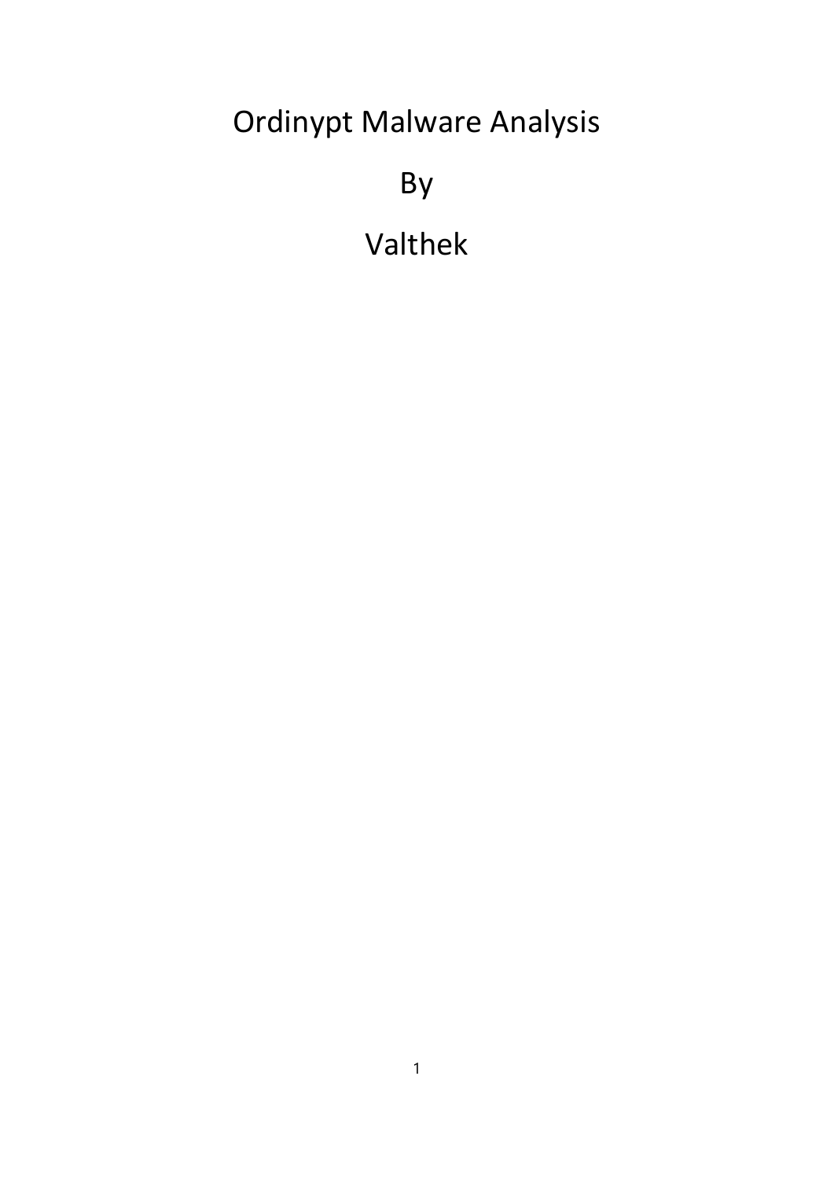# Ordinypt Malware Analysis

By

Valthek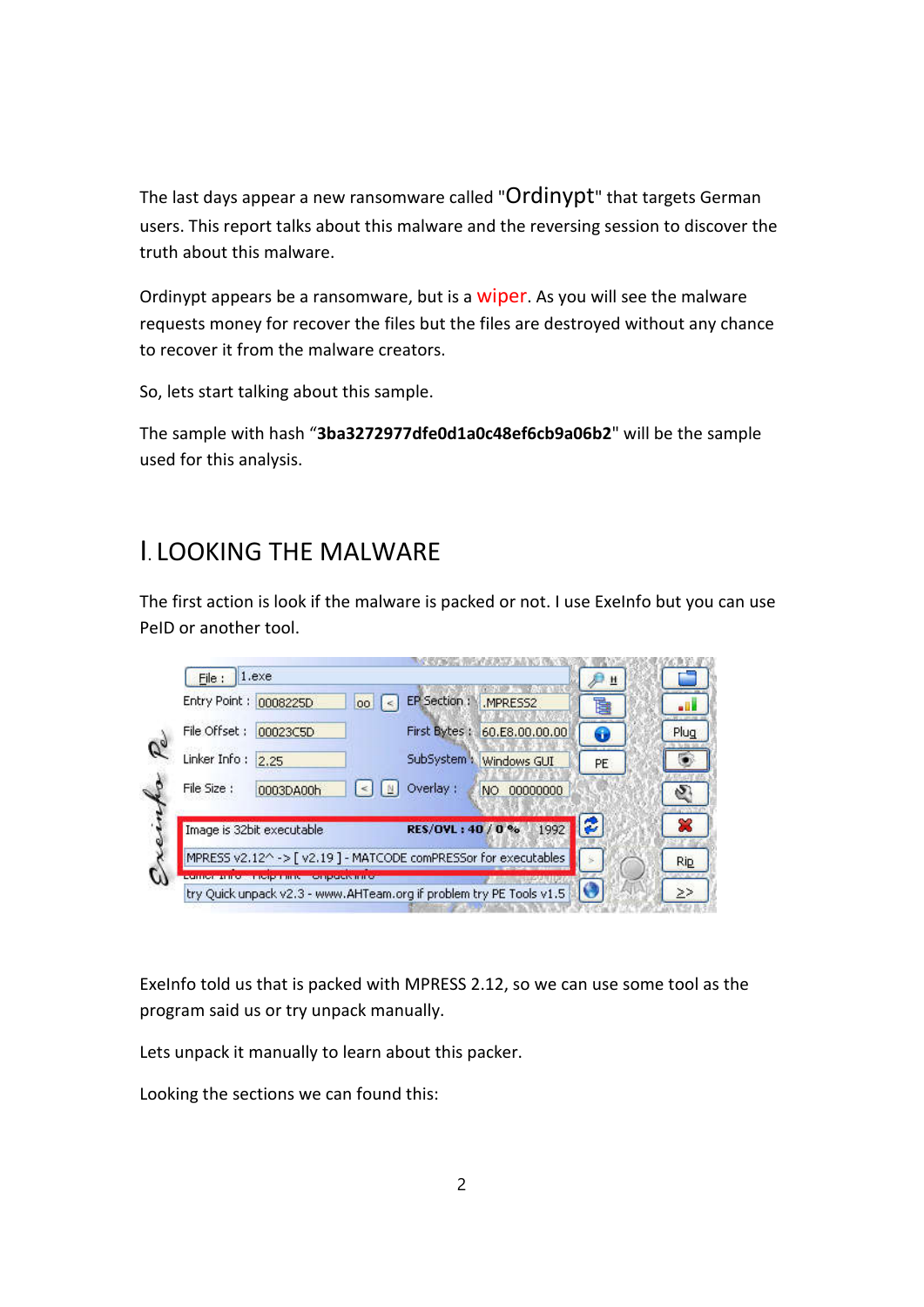The last days appear a new ransomware called "Ordinypt" that targets German users. This report talks about this malware and the reversing session to discover the truth about this malware.

Ordinypt appears be a ransomware, but is a wiper. As you will see the malware requests money for recover the files but the files are destroyed without any chance to recover it from the malware creators.

So, lets start talking about this sample.

The sample with hash "**3ba3272977dfe0d1a0c48ef6cb9a06b2**" will be the sample used for this analysis.

# I. LOOKING THE MALWARE

The first action is look if the malware is packed or not. I use ExeInfo but you can use PeID or another tool.

ExeInfo told us that is packed with MPRESS 2.12, so we can use some tool as the program said us or try unpack manually.

Lets unpack it manually to learn about this packer.

Looking the sections we can found this: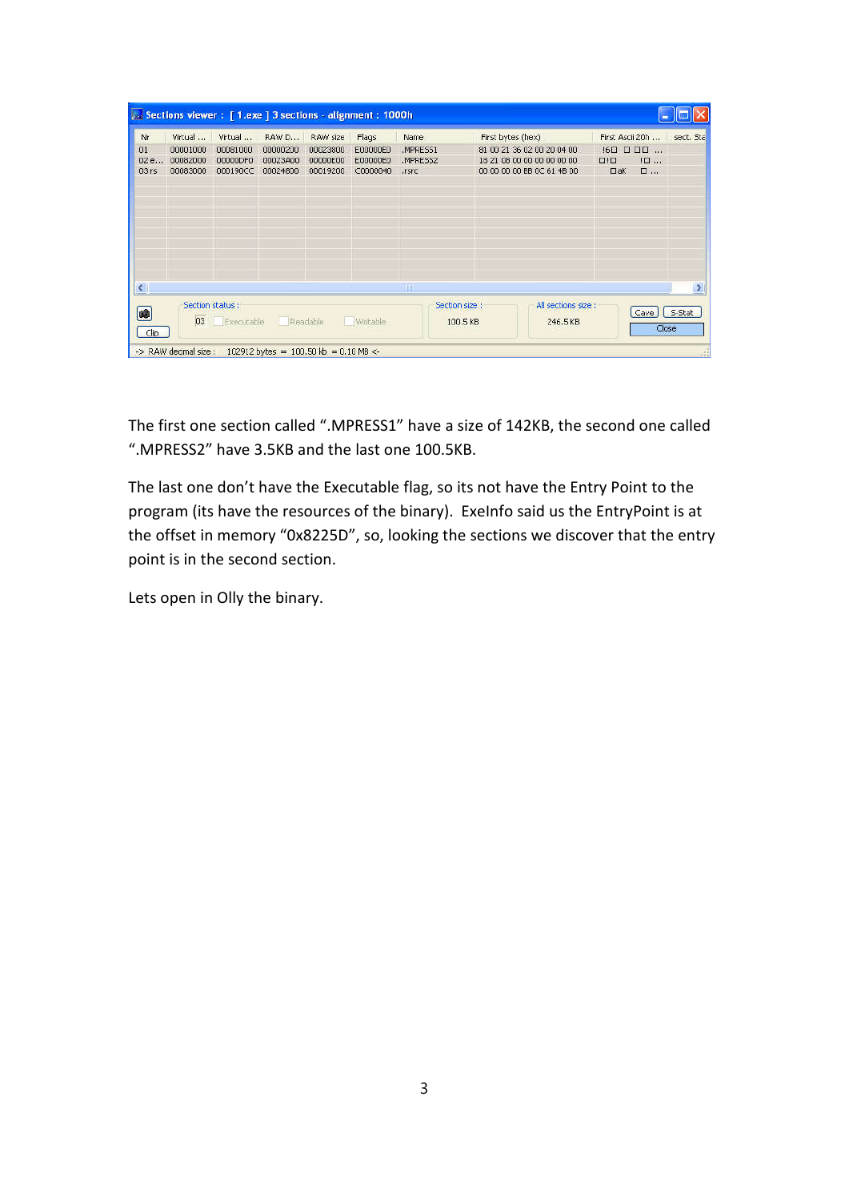**Sections viewer : [ 1.exe ] 3 sections - alignment : 1000h**

| Nr | Virtual ... | Virtual ... | RAW D... | RAW size | Flags | Name | First bytes (hex) |
|---|---|---|---|---|---|---|---|
| 01 | 00001000 | 00081000 | 00000200 | 00023800 | E00000E0 | .MPRESS1 | 81 00 21 36 02 00 20 04 00 |
| 02 e... | 00082000 | 00000DF0 | 00023A00 | 00000E00 | E00000E0 | .MPRESS2 | 18 21 08 00 00 00 00 00 00 |
| 03 rs | 00083000 | 000190CC | 00024800 | 00019200 | C0000040 | .rsrc | 00 00 00 00 8B 0C 61 4B 00 |

Section status : 03 Executable Readable Writable — Section size : 100.5 KB — All sections size : 246.5 KB

-> RAW decmal size : 102912 bytes = 100.50 kb = 0.10 MB <-

The first one section called ".MPRESS1" have a size of 142KB, the second one called ".MPRESS2" have 3.5KB and the last one 100.5KB.

The last one don't have the Executable flag, so its not have the Entry Point to the program (its have the resources of the binary). ExeInfo said us the EntryPoint is at the offset in memory "0x8225D", so, looking the sections we discover that the entry point is in the second section.

Lets open in Olly the binary.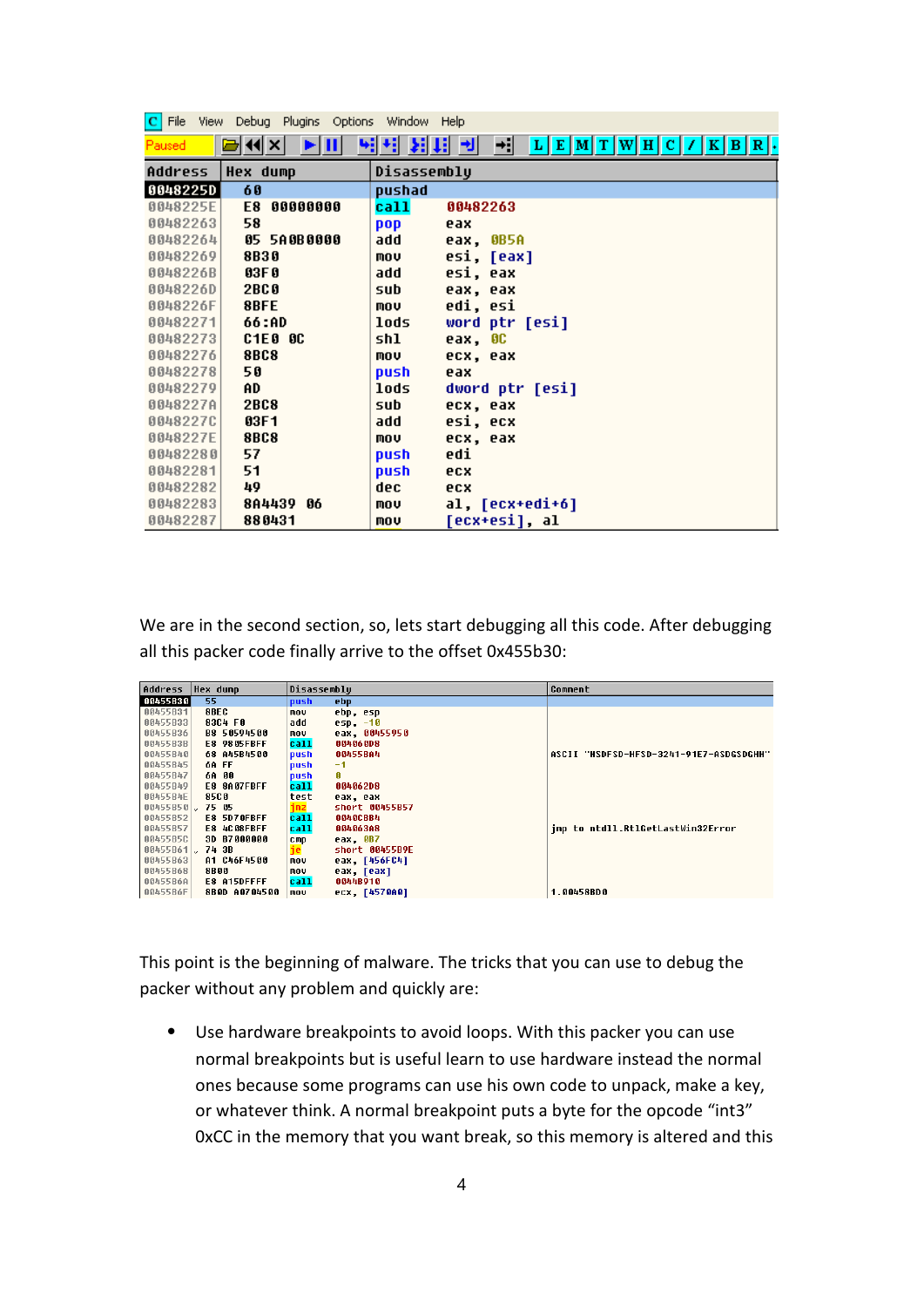```
Address   Hex dump         Disassembly
0048225D  60               pushad
0048225E  E8 00000000      call    00482263
00482263  58               pop     eax
00482264  05 5A0B0000      add     eax, 0B5A
00482269  8B30             mov     esi, [eax]
0048226B  03F0             add     esi, eax
0048226D  2BC0             sub     eax, eax
0048226F  8BFE             mov     edi, esi
00482271  66:AD            lods    word ptr [esi]
00482273  C1E0 0C          shl     eax, 0C
00482276  8BC8             mov     ecx, eax
00482278  50               push    eax
00482279  AD               lods    dword ptr [esi]
0048227A  2BC8             sub     ecx, eax
0048227C  03F1             add     esi, ecx
0048227E  8BC8             mov     ecx, eax
00482280  57               push    edi
00482281  51               push    ecx
00482282  49               dec     ecx
00482283  8A4439 06        mov     al, [ecx+edi+6]
00482287  880431           mov     [ecx+esi], al
```

We are in the second section, so, lets start debugging all this code. After debugging all this packer code finally arrive to the offset 0x455b30:

```
Address   Hex dump         Disassembly                  Comment
00455B30  55               push    ebp
00455B31  8BEC             mov     ebp, esp
00455B33  83C4 F0          add     esp, -10
00455B36  B8 50594500      mov     eax, 00455950
00455B3B  E8 9805FBFF      call    004060D8
00455B40  68 A45B4500      push    00455BA4             ASCII "HSDFSD-HFSD-3241-91E7-ASDGSDGHH"
00455B45  6A FF            push    -1
00455B47  6A 00            push    0
00455B49  E8 8A07FBFF      call    004062D8
00455B4E  85C0             test    eax, eax
00455B50  75 05            jnz     short 00455B57
00455B52  E8 5D70FBFF      call    0040CBB4
00455B57  E8 4C08FBFF      call    004063A8             jmp to ntdll.RtlGetLastWin32Error
00455B5C  3D B7000000      cmp     eax, 0B7
00455B61  74 3B            je      short 00455B9E
00455B63  A1 C46F4500      mov     eax, [456FC4]
00455B68  8B00             mov     eax, [eax]
00455B6A  E8 A15DFFFF      call    0044B910
00455B6F  8B0D A0704500    mov     ecx, [4570A0]        1.00458BD0
```

This point is the beginning of malware. The tricks that you can use to debug the packer without any problem and quickly are:

- Use hardware breakpoints to avoid loops. With this packer you can use normal breakpoints but is useful learn to use hardware instead the normal ones because some programs can use his own code to unpack, make a key, or whatever think. A normal breakpoint puts a byte for the opcode "int3" 0xCC in the memory that you want break, so this memory is altered and this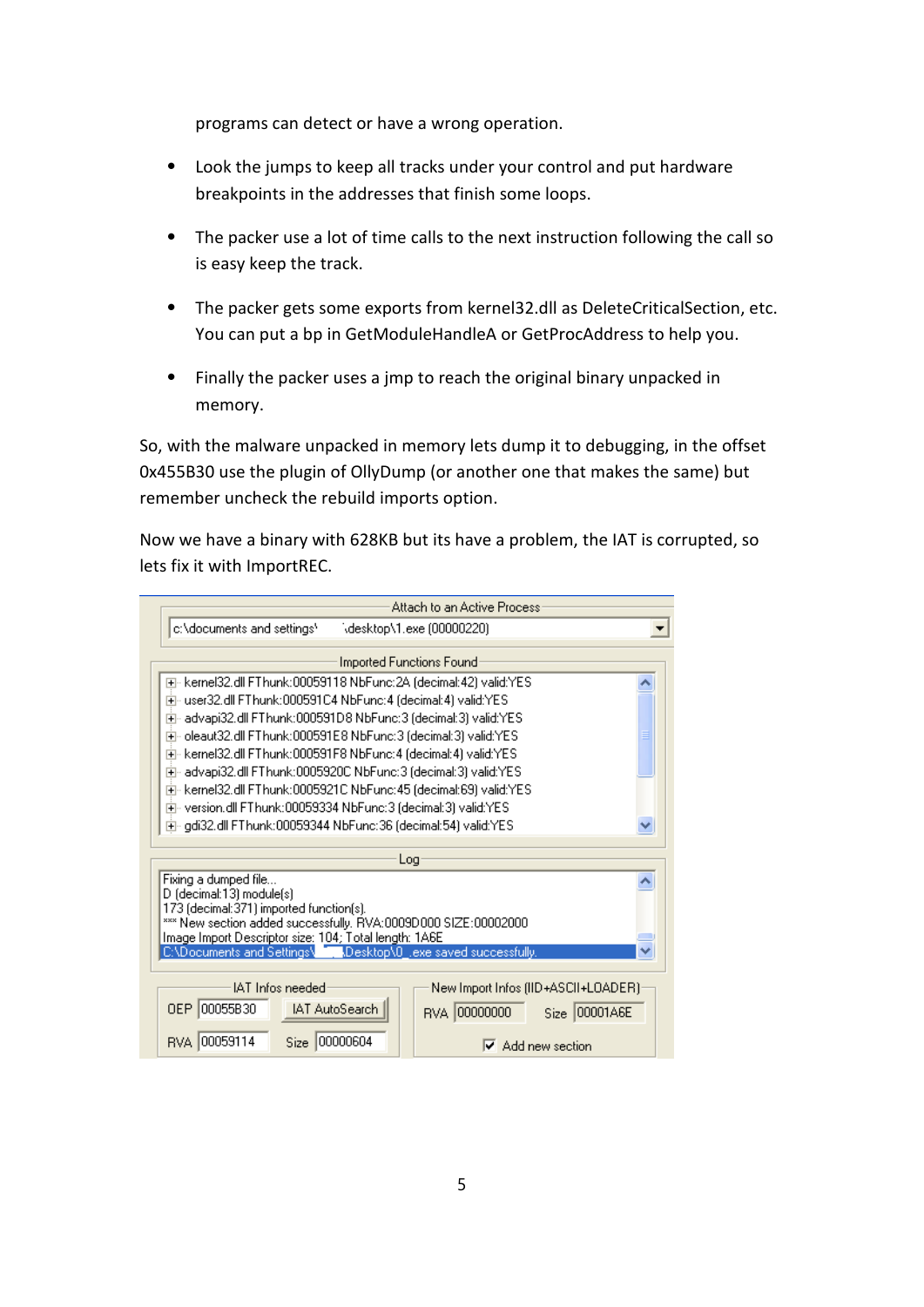programs can detect or have a wrong operation.

- Look the jumps to keep all tracks under your control and put hardware breakpoints in the addresses that finish some loops.
- The packer use a lot of time calls to the next instruction following the call so is easy keep the track.
- The packer gets some exports from kernel32.dll as DeleteCriticalSection, etc. You can put a bp in GetModuleHandleA or GetProcAddress to help you.
- Finally the packer uses a jmp to reach the original binary unpacked in memory.

So, with the malware unpacked in memory lets dump it to debugging, in the offset 0x455B30 use the plugin of OllyDump (or another one that makes the same) but remember uncheck the rebuild imports option.

Now we have a binary with 628KB but its have a problem, the IAT is corrupted, so lets fix it with ImportREC.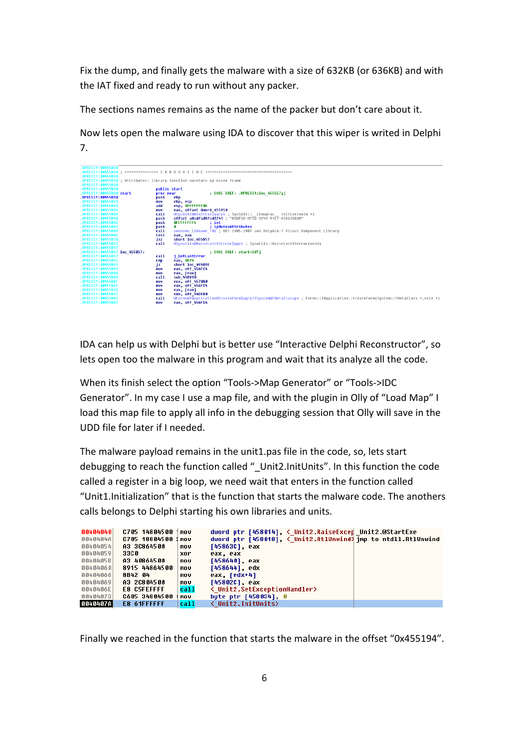Fix the dump, and finally gets the malware with a size of 632KB (or 636KB) and with the IAT fixed and ready to run without any packer.

The sections names remains as the name of the packer but don't care about it.

Now lets open the malware using IDA to discover that this wiper is writed in Delphi 7.

```
.MPRESS1:00455B30
.MPRESS1:00455B30 ; --------------- S U B R O U T I N E ---------------------------------------
.MPRESS1:00455B30
.MPRESS1:00455B30 ; Attributes: library function noreturn bp-based frame
.MPRESS1:00455B30
.MPRESS1:00455B30                 public start
.MPRESS1:00455B30 start           proc near               ; CODE XREF: .MPRESS1:loc_455CE7↓j
.MPRESS1:00455B30                 push    ebp
.MPRESS1:00455B31                 mov     ebp, esp
.MPRESS1:00455B33                 add     esp, 0FFFFFFF0h
.MPRESS1:00455B36                 mov     eax, offset dword_455950
.MPRESS1:00455B3B                 call    @SysInit@@InitExe$qqrpv ; SysInit::__linkproc__ InitExe(void *)
.MPRESS1:00455B40                 push    offset aHsdfsdHfsd3241 ; "HSDFSD-HFSD-3241-91E7-ASDGSDGHH"
.MPRESS1:00455B45                 push    0FFFFFFFFh      ; int
.MPRESS1:00455B47                 push    0               ; lpMutexAttributes
.MPRESS1:00455B49                 call    unknown_libname_103 ; BDS 2005-2007 and Delphi6-7 Visual Component Library
.MPRESS1:00455B4E                 test    eax, eax
.MPRESS1:00455B50                 jnz     short loc_455B57
.MPRESS1:00455B52                 call    @Sysutils@RaiseLastOSError$qqrv ; Sysutils::RaiseLastOSError(void)
.MPRESS1:00455B57
.MPRESS1:00455B57 loc_455B57:                             ; CODE XREF: start+20↑j
.MPRESS1:00455B57                 call    j_GetLastError
.MPRESS1:00455B5C                 cmp     eax, 0B7h
.MPRESS1:00455B61                 jz      short loc_455B9E
.MPRESS1:00455B63                 mov     eax, off_456FC4
.MPRESS1:00455B68                 mov     eax, [eax]
.MPRESS1:00455B6A                 call    sub_440918
.MPRESS1:00455B6F                 mov     ecx, off_4570A0
.MPRESS1:00455B75                 mov     eax, off_456FC4
.MPRESS1:00455B7A                 mov     eax, [eax]
.MPRESS1:00455B7C                 mov     edx, off_44CE80
.MPRESS1:00455B82                 call    @Forms@TApplication@CreateForm$qqrp17System@TMetaClasspv ; Forms::TApplication::CreateForm(System::TMetaClass *,void *)
.MPRESS1:00455B87                 mov     eax, off_456FC4
```

IDA can help us with Delphi but is better use "Interactive Delphi Reconstructor", so lets open too the malware in this program and wait that its analyze all the code.

When its finish select the option "Tools->Map Generator" or "Tools->IDC Generator". In my case I use a map file, and with the plugin in Olly of "Load Map" I load this map file to apply all info in the debugging session that Olly will save in the UDD file for later if I needed.

The malware payload remains in the unit1.pas file in the code, so, lets start debugging to reach the function called "_Unit2.InitUnits". In this function the code called a register in a big loop, we need wait that enters in the function called "Unit1.Initialization" that is the function that starts the malware code. The anothers calls belongs to Delphi starting his own libraries and units.

```
00404040  C705 14804500  mov   dword ptr [458014], <_Unit2.RaiseExcep  _Unit2.@StartExe
0040404A  C705 18804500  mov   dword ptr [458018], <_Unit2.RtlUnwind>  jmp to ntdll.RtlUnwind
00404054  A3 3C864500    mov   [45863C], eax
00404059  33C0           xor   eax, eax
0040405B  A3 40864500    mov   [458640], eax
00404060  8915 44864500  mov   [458644], edx
00404066  8B42 04        mov   eax, [edx+4]
00404069  A3 2C804500    mov   [45802C], eax
0040406E  E8 C5FEFFFF    call  <_Unit2.SetExceptionHandler>
00404073  C605 34804500  mov   byte ptr [458034], 0
0040407A  E8 61FFFFFF    call  <_Unit2.InitUnits>
```

Finally we reached in the function that starts the malware in the offset "0x455194".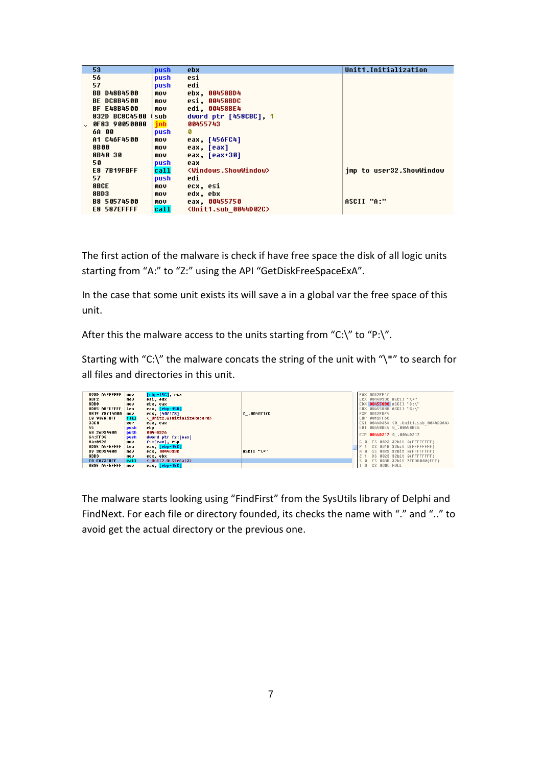```
53               push   ebx                         Unit1.Initialization
56               push   esi
57               push   edi
BB D48B4500      mov    ebx, 00458BD4
BE DC8B4500      mov    esi, 00458BDC
BF E48B4500      mov    edi, 00458BE4
832D BC8C4500    sub    dword ptr [458CBC], 1
0F83 90050000    jnb    00455743
6A 00            push   0
A1 C46F4500      mov    eax, [456FC4]
8B00             mov    eax, [eax]
8B40 30          mov    eax, [eax+30]
50               push   eax
E8 7B19FBFF      call   <Windows.ShowWindow>        jmp to user32.ShowWindow
57               push   edi
8BCE             mov    ecx, esi
8BD3             mov    edx, ebx
B8 50574500      mov    eax, 00455750               ASCII "A:"
E8 587EFFFF      call   <Unit1.sub_0044D02C>
```

The first action of the malware is check if have free space the disk of all logic units starting from "A:" to "Z:" using the API "GetDiskFreeSpaceExA".

In the case that some unit exists its will save a in a global var the free space of this unit.

After this the malware access to the units starting from "C:\" to "P:\".

Starting with "C:\" the malware concats the string of the unit with "\*" to search for all files and directories in this unit.

```
898D A4FEFFFF    mov    [ebp-15C], ecx                      EAX 0012FE10
8BF2             mov    esi, edx                            ECX 0044D33C ASCII "\*"
8BD8             mov    ebx, eax                            EDX 00455080 ASCII "C:\"
8D85 A8FEFFFF    lea    eax, [ebp-158]                      EBX 00455080 ASCII "C:\"
8B15 78714000    mov    edx, [407178]        0_.0040717C    ESP 0012FDF4
E8 907AFBFF      call   <_Unit2.@InitializeRecord>          EBP 0012FF6C
33C0             xor    eax, eax                            ESI 0044D364 <0_.Unit1.sub_0044D364>
55               push   ebp                                 EDI 00458BE4 0_.00458BE4
68 26D34400      push   0044D326
64:FF30          push   dword ptr fs:[eax]                  EIP 0044D217 0_.0044D217
64:8920          mov    fs:[eax], esp
8D85 A4FEFFFF    lea    eax, [ebp-15C]                      C 0  ES 0023 32bit 0(FFFFFFFF)
B9 3CD34400      mov    ecx, 0044D33C        ASCII "\*"     P 1  CS 001B 32bit 0(FFFFFFFF)
8BD3             mov    edx, ebx                            A 0  SS 0023 32bit 0(FFFFFFFF)
E8 E873FBFF      call   <_Unit2.@LStrCat3>                  Z 1  DS 0023 32bit 0(FFFFFFFF)
8B85 A4FEFFFF    mov    eax, [ebp-15C]                      S 0  FS 003B 32bit 7FFDD000(FFF)
                                                            T 0  GS 0000 NULL
```

The malware starts looking using "FindFirst" from the SysUtils library of Delphi and FindNext. For each file or directory founded, its checks the name with "." and ".." to avoid get the actual directory or the previous one.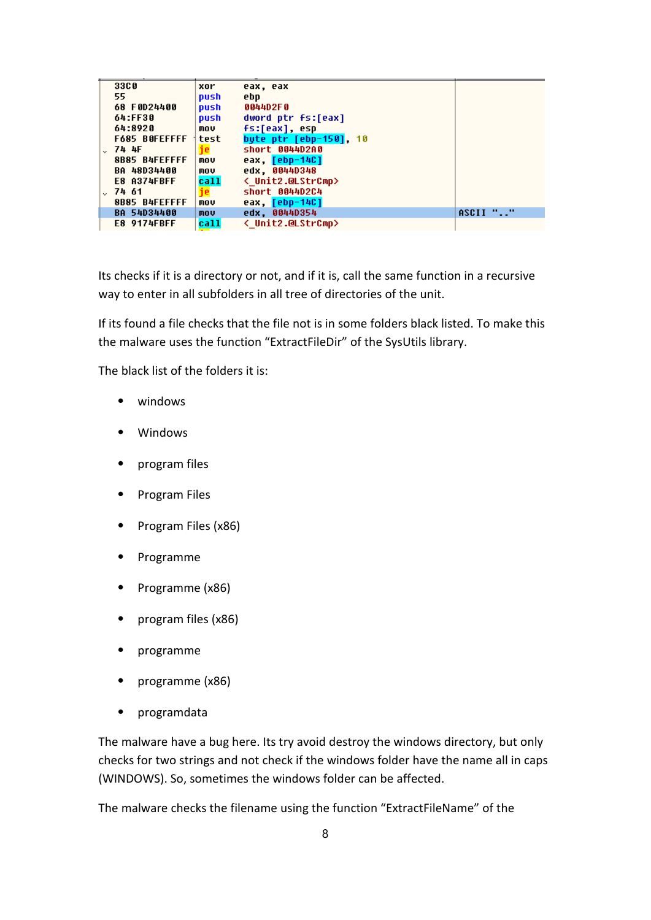```
33C0            xor     eax, eax
55              push    ebp
68 F0D24400     push    0044D2F0
64:FF30         push    dword ptr fs:[eax]
64:8920         mov     fs:[eax], esp
F685 B0FEFFFF   test    byte ptr [ebp-150], 10
74 4F           je      short 0044D2A0
8B85 B4FEFFFF   mov     eax, [ebp-14C]
BA 48D34400     mov     edx, 0044D348
E8 A374FBFF     call    <_Unit2.@LStrCmp>
74 61           je      short 0044D2C4
8B85 B4FEFFFF   mov     eax, [ebp-14C]
BA 54D34400     mov     edx, 0044D354                ASCII ".."
E8 9174FBFF     call    <_Unit2.@LStrCmp>
```

Its checks if it is a directory or not, and if it is, call the same function in a recursive way to enter in all subfolders in all tree of directories of the unit.

If its found a file checks that the file not is in some folders black listed. To make this the malware uses the function “ExtractFileDir” of the SysUtils library.

The black list of the folders it is:

- windows
- Windows
- program files
- Program Files
- Program Files (x86)
- Programme
- Programme (x86)
- program files (x86)
- programme
- programme (x86)
- programdata

The malware have a bug here. Its try avoid destroy the windows directory, but only checks for two strings and not check if the windows folder have the name all in caps (WINDOWS). So, sometimes the windows folder can be affected.

The malware checks the filename using the function “ExtractFileName” of the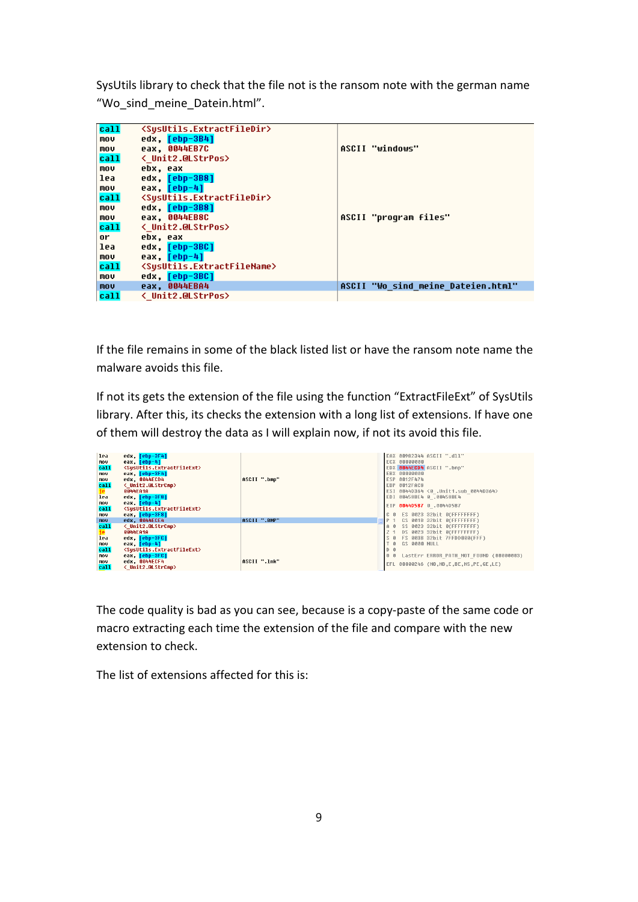SysUtils library to check that the file not is the ransom note with the german name "Wo_sind_meine_Datein.html".

```
call    <SysUtils.ExtractFileDir>
mov     edx, [ebp-3B4]
mov     eax, 0044EB7C                    ASCII "windows"
call    <_Unit2.@LStrPos>
mov     ebx, eax
lea     edx, [ebp-3B8]
mov     eax, [ebp-4]
call    <SysUtils.ExtractFileDir>
mov     edx, [ebp-3B8]
mov     eax, 0044EB8C                    ASCII "program files"
call    <_Unit2.@LStrPos>
or      ebx, eax
lea     edx, [ebp-3BC]
mov     eax, [ebp-4]
call    <SysUtils.ExtractFileName>
mov     edx, [ebp-3BC]
mov     eax, 0044EBA4                    ASCII "Wo_sind_meine_Dateien.html"
call    <_Unit2.@LStrPos>
```

If the file remains in some of the black listed list or have the ransom note name the malware avoids this file.

If not its gets the extension of the file using the function "ExtractFileExt" of SysUtils library. After this, its checks the extension with a long list of extensions. If have one of them will destroy the data as I will explain now, if not its avoid this file.

```
lea     edx, [ebp-3F4]
mov     eax, [ebp-4]
call    <SysUtils.ExtractFileExt>
mov     eax, [ebp-3F4]
mov     edx, 0044ECD4                    ASCII ".bmp"
call    <_Unit2.@LStrCmp>
je      0044EA1A
lea     edx, [ebp-3F8]
mov     eax, [ebp-4]
call    <SysUtils.ExtractFileExt>
mov     eax, [ebp-3F8]
mov     edx, 0044ECE4                    ASCII ".BMP"
call    <_Unit2.@LStrCmp>
je      0044EA1A
lea     edx, [ebp-3FC]
mov     eax, [ebp-4]
call    <SysUtils.ExtractFileExt>
mov     eax, [ebp-3FC]
mov     edx, 0044ECF4                    ASCII ".lnk"
call    <_Unit2.@LStrCmp>
```

```
EAX 00982344 ASCII ".dll"
ECX 00000000
EDX 0044ECD4 ASCII ".bmp"
EBX 00000000
ESP 0012F474
EBP 0012FAC8
ESI 00440364 <&_Unit1.sub_00440364>
EDI 00458BE4 &_.00458BE4
EIP 00440587 &_.00440587
C 0  ES 0023 32bit 0(FFFFFFFF)
P 1  CS 001B 32bit 0(FFFFFFFF)
A 0  SS 0023 32bit 0(FFFFFFFF)
Z 1  DS 0023 32bit 0(FFFFFFFF)
S 0  FS 003B 32bit 7FFDD000(FFF)
T 0  GS 0000 NULL
D 0
O 0  LastErr ERROR_PATH_NOT_FOUND (00000003)
EFL 00000246 (NO,NB,E,BE,NS,PE,GE,LE)
```

The code quality is bad as you can see, because is a copy-paste of the same code or macro extracting each time the extension of the file and compare with the new extension to check.

The list of extensions affected for this is: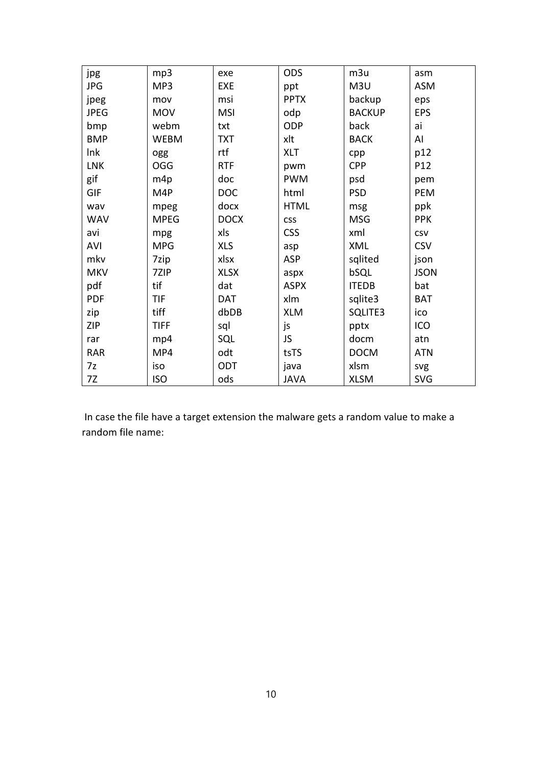| jpg | mp3 | exe | ODS | m3u | asm |
|---|---|---|---|---|---|
| JPG | MP3 | EXE | ppt | M3U | ASM |
| jpeg | mov | msi | PPTX | backup | eps |
| JPEG | MOV | MSI | odp | BACKUP | EPS |
| bmp | webm | txt | ODP | back | ai |
| BMP | WEBM | TXT | xlt | BACK | AI |
| lnk | ogg | rtf | XLT | cpp | p12 |
| LNK | OGG | RTF | pwm | CPP | P12 |
| gif | m4p | doc | PWM | psd | pem |
| GIF | M4P | DOC | html | PSD | PEM |
| wav | mpeg | docx | HTML | msg | ppk |
| WAV | MPEG | DOCX | css | MSG | PPK |
| avi | mpg | xls | CSS | xml | csv |
| AVI | MPG | XLS | asp | XML | CSV |
| mkv | 7zip | xlsx | ASP | sqlited | json |
| MKV | 7ZIP | XLSX | aspx | bSQL | JSON |
| pdf | tif | dat | ASPX | ITEDB | bat |
| PDF | TIF | DAT | xlm | sqlite3 | BAT |
| zip | tiff | dbDB | XLM | SQLITE3 | ico |
| ZIP | TIFF | sql | js | pptx | ICO |
| rar | mp4 | SQL | JS | docm | atn |
| RAR | MP4 | odt | tsTS | DOCM | ATN |
| 7z | iso | ODT | java | xlsm | svg |
| 7Z | ISO | ods | JAVA | XLSM | SVG |

In case the file have a target extension the malware gets a random value to make a random file name: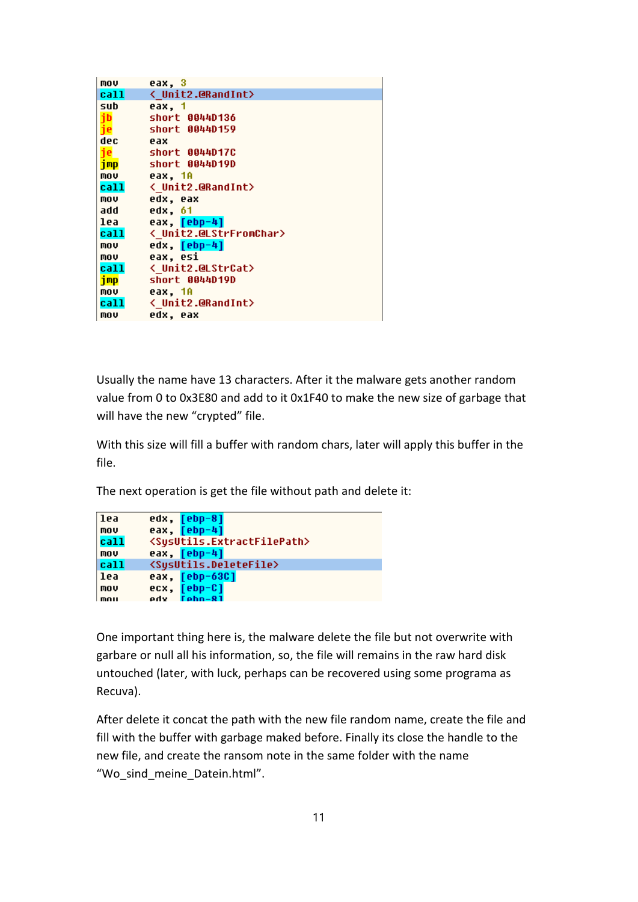```
mov     eax, 3
call    <_Unit2.@RandInt>
sub     eax, 1
jb      short 0044D136
je      short 0044D159
dec     eax
je      short 0044D17C
jmp     short 0044D19D
mov     eax, 1A
call    <_Unit2.@RandInt>
mov     edx, eax
add     edx, 61
lea     eax, [ebp-4]
call    <_Unit2.@LStrFromChar>
mov     edx, [ebp-4]
mov     eax, esi
call    <_Unit2.@LStrCat>
jmp     short 0044D19D
mov     eax, 1A
call    <_Unit2.@RandInt>
mov     edx, eax
```

Usually the name have 13 characters. After it the malware gets another random value from 0 to 0x3E80 and add to it 0x1F40 to make the new size of garbage that will have the new “crypted” file.

With this size will fill a buffer with random chars, later will apply this buffer in the file.

The next operation is get the file without path and delete it:

```
lea     edx, [ebp-8]
mov     eax, [ebp-4]
call    <SysUtils.ExtractFilePath>
mov     eax, [ebp-4]
call    <SysUtils.DeleteFile>
lea     eax, [ebp-63C]
mov     ecx, [ebp-C]
mov     edx, [ebp-8]
```

One important thing here is, the malware delete the file but not overwrite with garbare or null all his information, so, the file will remains in the raw hard disk untouched (later, with luck, perhaps can be recovered using some programa as Recuva).

After delete it concat the path with the new file random name, create the file and fill with the buffer with garbage maked before. Finally its close the handle to the new file, and create the ransom note in the same folder with the name “Wo_sind_meine_Datein.html”.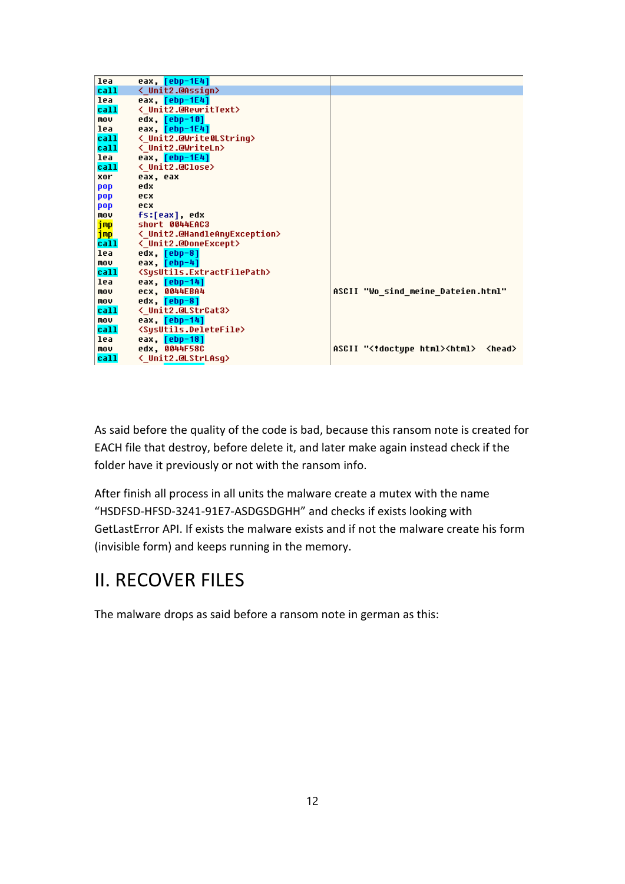```
lea     eax, [ebp-1E4]
call    <_Unit2.@Assign>
lea     eax, [ebp-1E4]
call    <_Unit2.@RewritText>
mov     edx, [ebp-10]
lea     eax, [ebp-1E4]
call    <_Unit2.@Write0LString>
call    <_Unit2.@WriteLn>
lea     eax, [ebp-1E4]
call    <_Unit2.@Close>
xor     eax, eax
pop     edx
pop     ecx
pop     ecx
mov     fs:[eax], edx
jmp     short 0044EAC3
jmp     <_Unit2.@HandleAnyException>
call    <_Unit2.@DoneExcept>
lea     edx, [ebp-8]
mov     eax, [ebp-4]
call    <SysUtils.ExtractFilePath>
lea     eax, [ebp-14]
mov     ecx, 0044EBA4                           ASCII "Wo_sind_meine_Dateien.html"
mov     edx, [ebp-8]
call    <_Unit2.@LStrCat3>
mov     eax, [ebp-14]
call    <SysUtils.DeleteFile>
lea     eax, [ebp-18]
mov     edx, 0044F58C                           ASCII "<!doctype html><html>  <head>
call    <_Unit2.@LStrLAsg>
```

As said before the quality of the code is bad, because this ransom note is created for EACH file that destroy, before delete it, and later make again instead check if the folder have it previously or not with the ransom info.

After finish all process in all units the malware create a mutex with the name "HSDFSD-HFSD-3241-91E7-ASDGSDGHH" and checks if exists looking with GetLastError API. If exists the malware exists and if not the malware create his form (invisible form) and keeps running in the memory.

# II. RECOVER FILES

The malware drops as said before a ransom note in german as this: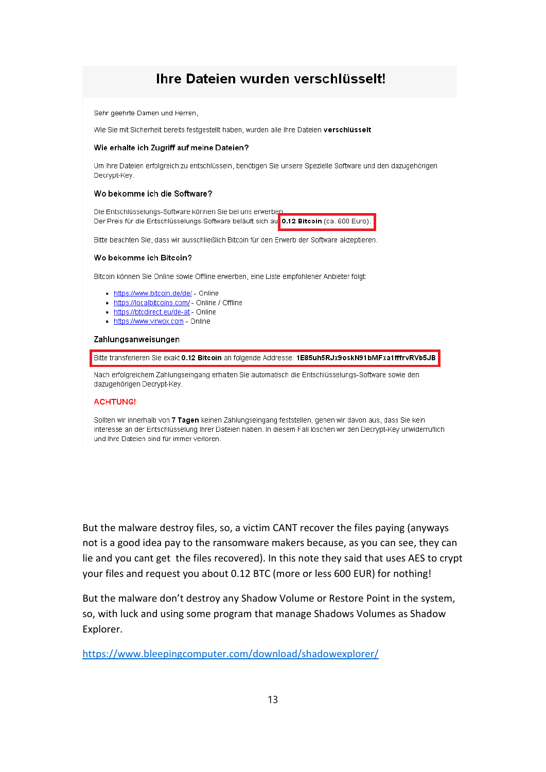## Ihre Dateien wurden verschlüsselt!

Sehr geehrte Damen und Herren,

Wie Sie mit Sicherheit bereits festgestellt haben, wurden alle Ihre Dateien **verschlüsselt**.

**Wie erhalte ich Zugriff auf meine Dateien?**

Um Ihre Dateien erfolgreich zu entschlüsseln, benötigen Sie unsere Spezielle Software und den dazugehörigen Decrypt-Key.

**Wo bekomme ich die Software?**

Die Entschlüsselungs-Software können Sie bei uns erwerben.
Der Preis für die Entschlüsselungs-Software beläuft sich auf **0.12 Bitcoin** (ca. 600 Euro).

Bitte beachten Sie, dass wir ausschließlich Bitcoin für den Erwerb der Software akzeptieren.

**Wo bekomme ich Bitcoin?**

Bitcoin können Sie Online sowie Offline erwerben, eine Liste empfohlener Anbieter folgt:

- https://www.bitcoin.de/de/ - Online
- https://localbitcoins.com/ - Online / Offline
- https://btcdirect.eu/de-at - Online
- https://www.virwox.com - Online

**Zahlungsanweisungen**

Bitte transferieren Sie exakt **0.12 Bitcoin** an folgende Addresse: **1E85uh5RJx9oskN91bMFxa1fffrvRVb5JB**

Nach erfolgreichem Zahlungseingang erhalten Sie automatisch die Entschlüsselungs-Software sowie den dazugehörigen Decrypt-Key.

**ACHTUNG!**

Sollten wir innerhalb von **7 Tagen** keinen Zahlungseingang feststellen, gehen wir davon aus, dass Sie kein Interesse an der Entschlüsselung Ihrer Dateien haben. In diesem Fall löschen wir den Decrypt-Key unwiderruflich und Ihre Dateien sind für immer verloren.

But the malware destroy files, so, a victim CANT recover the files paying (anyways not is a good idea pay to the ransomware makers because, as you can see, they can lie and you cant get the files recovered). In this note they said that uses AES to crypt your files and request you about 0.12 BTC (more or less 600 EUR) for nothing!

But the malware don't destroy any Shadow Volume or Restore Point in the system, so, with luck and using some program that manage Shadows Volumes as Shadow Explorer.

https://www.bleepingcomputer.com/download/shadowexplorer/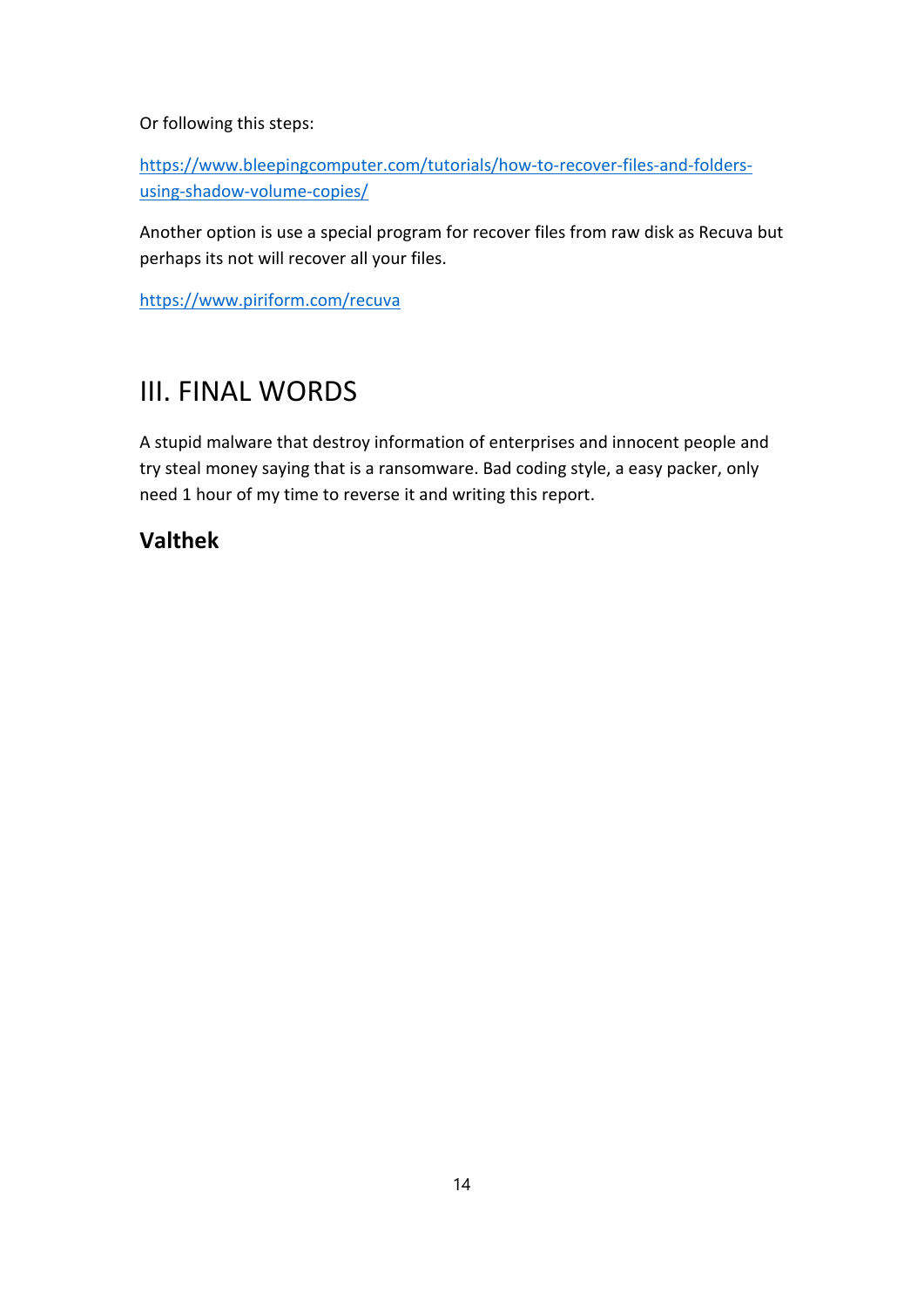Or following this steps:

https://www.bleepingcomputer.com/tutorials/how-to-recover-files-and-folders-using-shadow-volume-copies/

Another option is use a special program for recover files from raw disk as Recuva but perhaps its not will recover all your files.

https://www.piriform.com/recuva

# III. FINAL WORDS

A stupid malware that destroy information of enterprises and innocent people and try steal money saying that is a ransomware. Bad coding style, a easy packer, only need 1 hour of my time to reverse it and writing this report.

**Valthek**